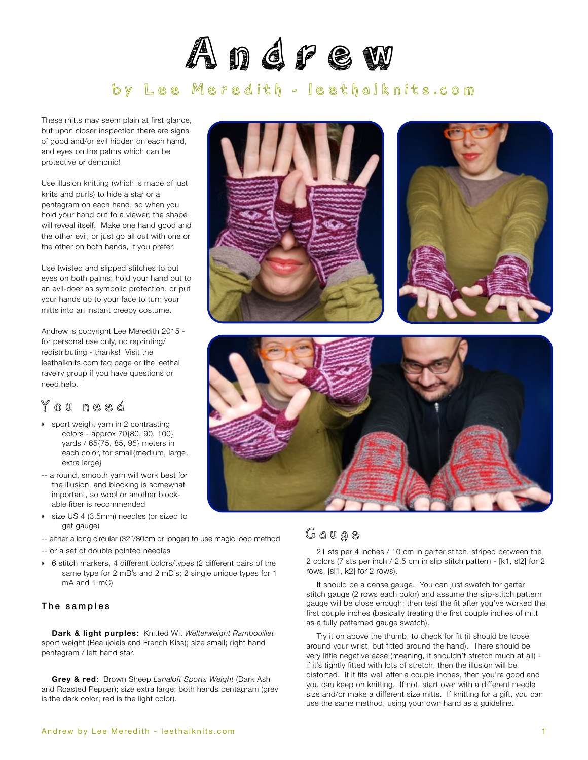# Andrew

## by Lee Meredith - leethalknits.com

These mitts may seem plain at first glance, but upon closer inspection there are signs of good and/or evil hidden on each hand, and eyes on the palms which can be protective or demonic!

Use illusion knitting (which is made of just knits and purls) to hide a star or a pentagram on each hand, so when you hold your hand out to a viewer, the shape will reveal itself. Make one hand good and the other evil, or just go all out with one or the other on both hands, if you prefer.

Use twisted and slipped stitches to put eyes on both palms; hold your hand out to an evil-doer as symbolic protection, or put your hands up to your face to turn your mitts into an instant creepy costume.

Andrew is copyright Lee Meredith 2015 - for personal use only, no reprinting/redistributing - thanks! Visit the leethalknits.com faq page or the leethal ravelry group if you have questions or need help.

## You need

- sport weight yarn in 2 contrasting colors - approx 70{80, 90, 100} yards / 65{75, 85, 95} meters in each color, for small{medium, large, extra large}

-- a round, smooth yarn will work best for the illusion, and blocking is somewhat important, so wool or another block-able fiber is recommended

- size US 4 (3.5mm) needles (or sized to get gauge)

-- either a long circular (32"/80cm or longer) to use magic loop method

-- or a set of double pointed needles

- 6 stitch markers, 4 different colors/types (2 different pairs of the same type for 2 mB's and 2 mD's; 2 single unique types for 1 mA and 1 mC)

### The samples

**Dark & light purples**: Knitted Wit *Welterweight Rambouillet* sport weight (Beaujolais and French Kiss); size small; right hand pentagram / left hand star.

**Grey & red**: Brown Sheep *Lanaloft Sports Weight* (Dark Ash and Roasted Pepper); size extra large; both hands pentagram (grey is the dark color; red is the light color).

## Gauge

21 sts per 4 inches / 10 cm in garter stitch, striped between the 2 colors (7 sts per inch / 2.5 cm in slip stitch pattern - [k1, sl2] for 2 rows, [sl1, k2] for 2 rows).

It should be a dense gauge. You can just swatch for garter stitch gauge (2 rows each color) and assume the slip-stitch pattern gauge will be close enough; then test the fit after you've worked the first couple inches (basically treating the first couple inches of mitt as a fully patterned gauge swatch).

Try it on above the thumb, to check for fit (it should be loose around your wrist, but fitted around the hand). There should be very little negative ease (meaning, it shouldn't stretch much at all) - if it's tightly fitted with lots of stretch, then the illusion will be distorted. If it fits well after a couple inches, then you're good and you can keep on knitting. If not, start over with a different needle size and/or make a different size mitts. If knitting for a gift, you can use the same method, using your own hand as a guideline.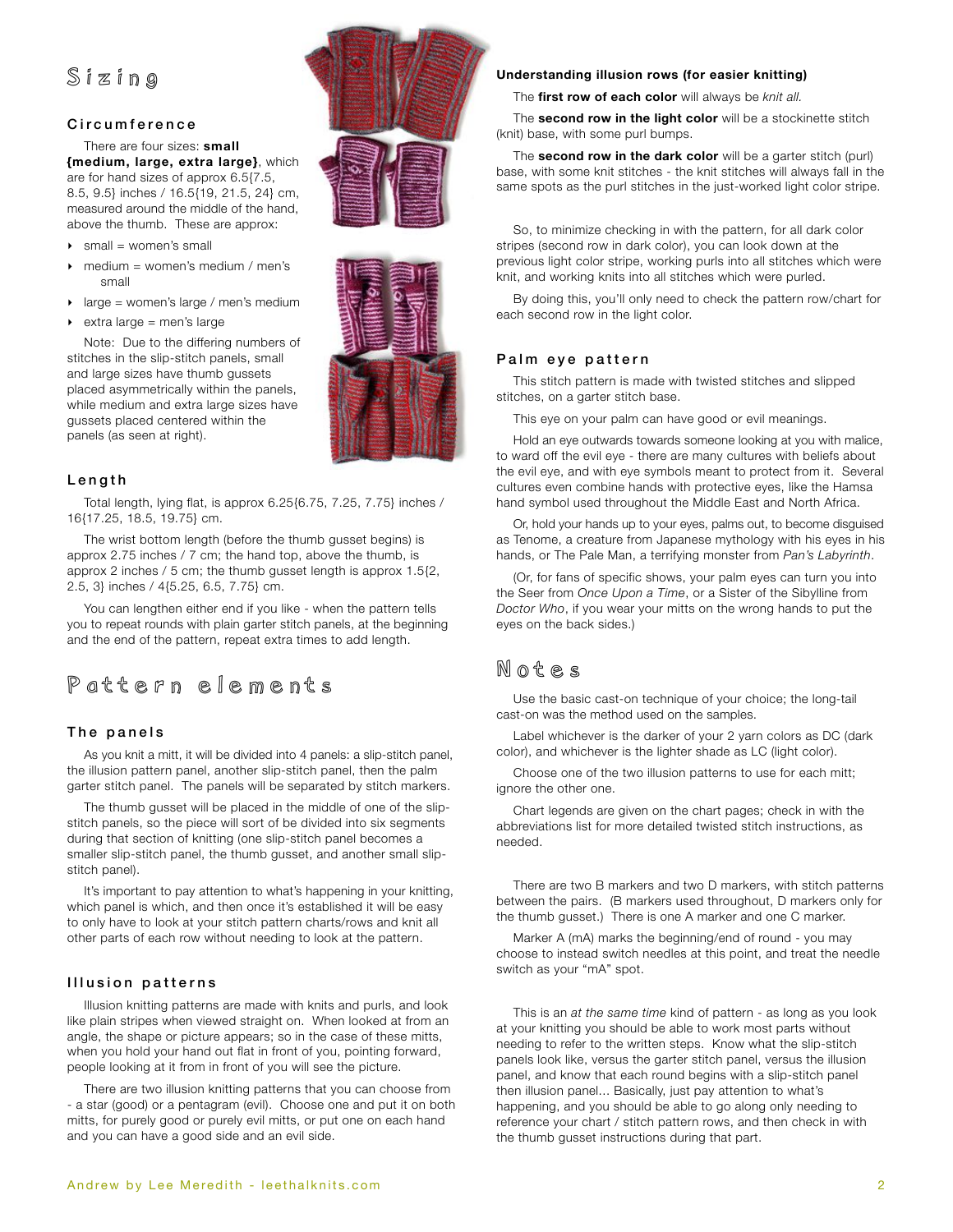# Sizing

### Circumference

There are four sizes: **small {medium, large, extra large}**, which are for hand sizes of approx 6.5{7.5, 8.5, 9.5} inches / 16.5{19, 21.5, 24} cm, measured around the middle of the hand, above the thumb. These are approx:

- small = women's small
- medium = women's medium / men's small
- large = women's large / men's medium
- extra large = men's large

Note: Due to the differing numbers of stitches in the slip-stitch panels, small and large sizes have thumb gussets placed asymmetrically within the panels, while medium and extra large sizes have gussets placed centered within the panels (as seen at right).

### Length

Total length, lying flat, is approx 6.25{6.75, 7.25, 7.75} inches / 16{17.25, 18.5, 19.75} cm.

The wrist bottom length (before the thumb gusset begins) is approx 2.75 inches / 7 cm; the hand top, above the thumb, is approx 2 inches / 5 cm; the thumb gusset length is approx 1.5{2, 2.5, 3} inches / 4{5.25, 6.5, 7.75} cm.

You can lengthen either end if you like - when the pattern tells you to repeat rounds with plain garter stitch panels, at the beginning and the end of the pattern, repeat extra times to add length.

# Pattern elements

### The panels

As you knit a mitt, it will be divided into 4 panels: a slip-stitch panel, the illusion pattern panel, another slip-stitch panel, then the palm garter stitch panel. The panels will be separated by stitch markers.

The thumb gusset will be placed in the middle of one of the slip-stitch panels, so the piece will sort of be divided into six segments during that section of knitting (one slip-stitch panel becomes a smaller slip-stitch panel, the thumb gusset, and another small slip-stitch panel).

It's important to pay attention to what's happening in your knitting, which panel is which, and then once it's established it will be easy to only have to look at your stitch pattern charts/rows and knit all other parts of each row without needing to look at the pattern.

### Illusion patterns

Illusion knitting patterns are made with knits and purls, and look like plain stripes when viewed straight on. When looked at from an angle, the shape or picture appears; so in the case of these mitts, when you hold your hand out flat in front of you, pointing forward, people looking at it from in front of you will see the picture.

There are two illusion knitting patterns that you can choose from - a star (good) or a pentagram (evil). Choose one and put it on both mitts, for purely good or purely evil mitts, or put one on each hand and you can have a good side and an evil side.

#### Understanding illusion rows (for easier knitting)

The **first row of each color** will always be *knit all.*

The **second row in the light color** will be a stockinette stitch (knit) base, with some purl bumps.

The **second row in the dark color** will be a garter stitch (purl) base, with some knit stitches - the knit stitches will always fall in the same spots as the purl stitches in the just-worked light color stripe.

So, to minimize checking in with the pattern, for all dark color stripes (second row in dark color), you can look down at the previous light color stripe, working purls into all stitches which were knit, and working knits into all stitches which were purled.

By doing this, you'll only need to check the pattern row/chart for each second row in the light color.

### Palm eye pattern

This stitch pattern is made with twisted stitches and slipped stitches, on a garter stitch base.

This eye on your palm can have good or evil meanings.

Hold an eye outwards towards someone looking at you with malice, to ward off the evil eye - there are many cultures with beliefs about the evil eye, and with eye symbols meant to protect from it. Several cultures even combine hands with protective eyes, like the Hamsa hand symbol used throughout the Middle East and North Africa.

Or, hold your hands up to your eyes, palms out, to become disguised as Tenome, a creature from Japanese mythology with his eyes in his hands, or The Pale Man, a terrifying monster from *Pan's Labyrinth*.

(Or, for fans of specific shows, your palm eyes can turn you into the Seer from *Once Upon a Time*, or a Sister of the Sibylline from *Doctor Who*, if you wear your mitts on the wrong hands to put the eyes on the back sides.)

# Notes

Use the basic cast-on technique of your choice; the long-tail cast-on was the method used on the samples.

Label whichever is the darker of your 2 yarn colors as DC (dark color), and whichever is the lighter shade as LC (light color).

Choose one of the two illusion patterns to use for each mitt; ignore the other one.

Chart legends are given on the chart pages; check in with the abbreviations list for more detailed twisted stitch instructions, as needed.

There are two B markers and two D markers, with stitch patterns between the pairs. (B markers used throughout, D markers only for the thumb gusset.) There is one A marker and one C marker.

Marker A (mA) marks the beginning/end of round - you may choose to instead switch needles at this point, and treat the needle switch as your "mA" spot.

This is an *at the same time* kind of pattern - as long as you look at your knitting you should be able to work most parts without needing to refer to the written steps. Know what the slip-stitch panels look like, versus the garter stitch panel, versus the illusion panel, and know that each round begins with a slip-stitch panel then illusion panel... Basically, just pay attention to what's happening, and you should be able to go along only needing to reference your chart / stitch pattern rows, and then check in with the thumb gusset instructions during that part.